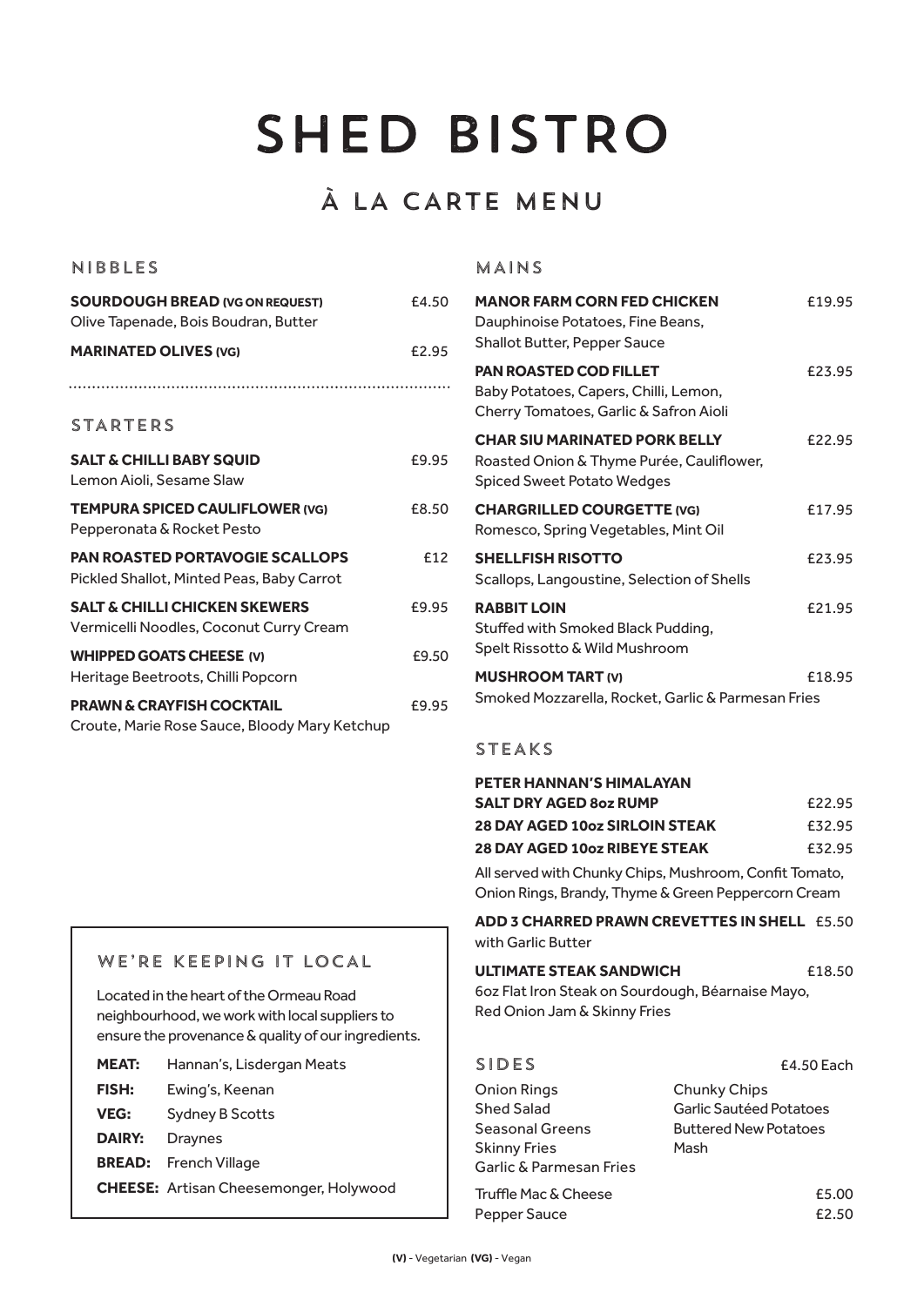# SHED BISTRO

## À LA CARTE MENU

### NIBBLES

**SOURDOUGH BREAD (VG ON REQUEST)** £4.50
Olive Tapenade, Bois Boudran, Butter

**MARINATED OLIVES (VG)** £2.95

### STARTERS

**SALT & CHILLI BABY SQUID** £9.95
Lemon Aioli, Sesame Slaw

**TEMPURA SPICED CAULIFLOWER (VG)** £8.50
Pepperonata & Rocket Pesto

**PAN ROASTED PORTAVOGIE SCALLOPS** £12
Pickled Shallot, Minted Peas, Baby Carrot

**SALT & CHILLI CHICKEN SKEWERS** £9.95
Vermicelli Noodles, Coconut Curry Cream

**WHIPPED GOATS CHEESE (V)** £9.50
Heritage Beetroots, Chilli Popcorn

**PRAWN & CRAYFISH COCKTAIL** £9.95
Croute, Marie Rose Sauce, Bloody Mary Ketchup

### WE'RE KEEPING IT LOCAL

Located in the heart of the Ormeau Road neighbourhood, we work with local suppliers to ensure the provenance & quality of our ingredients.

**MEAT:** Hannan's, Lisdergan Meats
**FISH:** Ewing's, Keenan
**VEG:** Sydney B Scotts
**DAIRY:** Draynes
**BREAD:** French Village
**CHEESE:** Artisan Cheesemonger, Holywood

### MAINS

**MANOR FARM CORN FED CHICKEN** £19.95
Dauphinoise Potatoes, Fine Beans, Shallot Butter, Pepper Sauce

**PAN ROASTED COD FILLET** £23.95
Baby Potatoes, Capers, Chilli, Lemon, Cherry Tomatoes, Garlic & Safron Aioli

**CHAR SIU MARINATED PORK BELLY** £22.95
Roasted Onion & Thyme Purée, Cauliflower, Spiced Sweet Potato Wedges

**CHARGRILLED COURGETTE (VG)** £17.95
Romesco, Spring Vegetables, Mint Oil

**SHELLFISH RISOTTO** £23.95
Scallops, Langoustine, Selection of Shells

**RABBIT LOIN** £21.95
Stuffed with Smoked Black Pudding, Spelt Rissotto & Wild Mushroom

**MUSHROOM TART (V)** £18.95
Smoked Mozzarella, Rocket, Garlic & Parmesan Fries

### STEAKS

**PETER HANNAN'S HIMALAYAN SALT DRY AGED 8oz RUMP** £22.95
**28 DAY AGED 10oz SIRLOIN STEAK** £32.95
**28 DAY AGED 10oz RIBEYE STEAK** £32.95

All served with Chunky Chips, Mushroom, Confit Tomato, Onion Rings, Brandy, Thyme & Green Peppercorn Cream

**ADD 3 CHARRED PRAWN CREVETTES IN SHELL** £5.50
with Garlic Butter

**ULTIMATE STEAK SANDWICH** £18.50
6oz Flat Iron Steak on Sourdough, Béarnaise Mayo, Red Onion Jam & Skinny Fries

### SIDES

£4.50 Each

- Onion Rings
- Shed Salad
- Seasonal Greens
- Skinny Fries
- Garlic & Parmesan Fries
- Chunky Chips
- Garlic Sautéed Potatoes
- Buttered New Potatoes
- Mash

Truffle Mac & Cheese £5.00
Pepper Sauce £2.50

**(V)** - Vegetarian **(VG)** - Vegan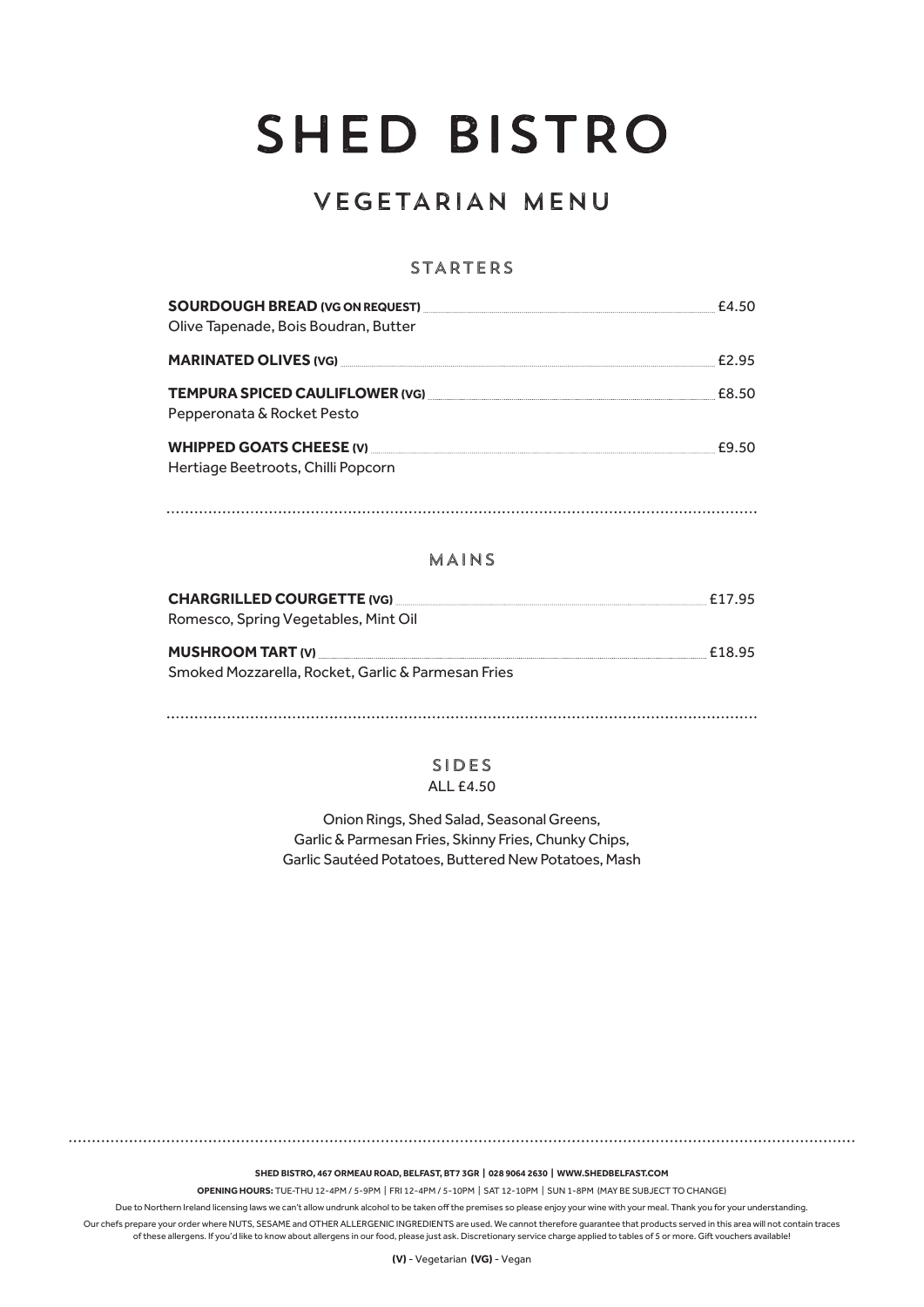# SHED BISTRO

## VEGETARIAN MENU

### STARTERS

**SOURDOUGH BREAD (VG ON REQUEST)** £4.50
Olive Tapenade, Bois Boudran, Butter

**MARINATED OLIVES (VG)** £2.95

**TEMPURA SPICED CAULIFLOWER (VG)** £8.50
Pepperonata & Rocket Pesto

**WHIPPED GOATS CHEESE (V)** £9.50
Hertiage Beetroots, Chilli Popcorn

### MAINS

**CHARGRILLED COURGETTE (VG)** £17.95
Romesco, Spring Vegetables, Mint Oil

**MUSHROOM TART (V)** £18.95
Smoked Mozzarella, Rocket, Garlic & Parmesan Fries

### SIDES

ALL £4.50

Onion Rings, Shed Salad, Seasonal Greens,
Garlic & Parmesan Fries, Skinny Fries, Chunky Chips,
Garlic Sautéed Potatoes, Buttered New Potatoes, Mash

**SHED BISTRO, 467 ORMEAU ROAD, BELFAST, BT7 3GR | 028 9064 2630 | WWW.SHEDBELFAST.COM**

**OPENING HOURS:** TUE-THU 12-4PM / 5-9PM | FRI 12-4PM / 5-10PM | SAT 12-10PM | SUN 1-8PM (MAY BE SUBJECT TO CHANGE)

Due to Northern Ireland licensing laws we can't allow undrunk alcohol to be taken off the premises so please enjoy your wine with your meal. Thank you for your understanding.

Our chefs prepare your order where NUTS, SESAME and OTHER ALLERGENIC INGREDIENTS are used. We cannot therefore guarantee that products served in this area will not contain traces of these allergens. If you'd like to know about allergens in our food, please just ask. Discretionary service charge applied to tables of 5 or more. Gift vouchers available!

**(V)** - Vegetarian **(VG)** - Vegan